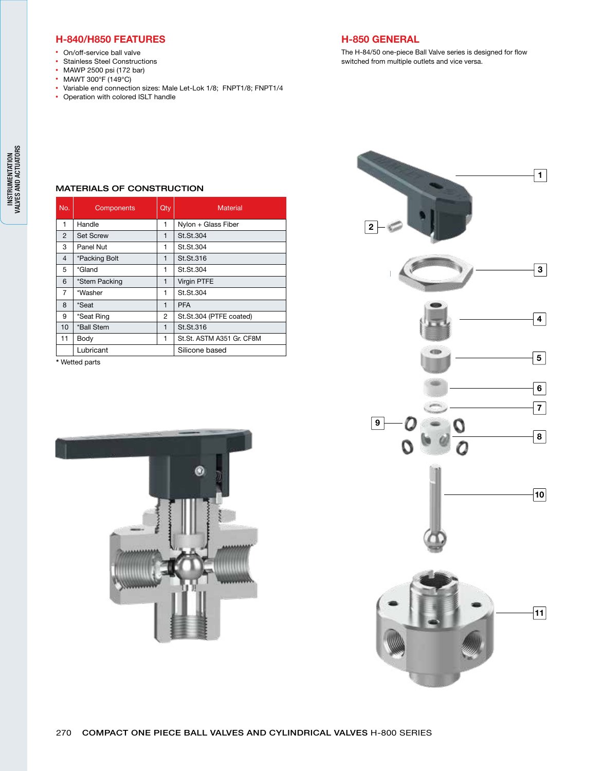## H-840/H850 FEATURES

- On/off-service ball valve
- Stainless Steel Constructions
- MAWP 2500 psi (172 bar)
- MAWT 300°F (149°C)
- Variable end connection sizes: Male Let-Lok 1/8; FNPT1/8; FNPT1/4
- Operation with colored ISLT handle

## H-850 GENERAL

The H-84/50 one-piece Ball Valve series is designed for flow switched from multiple outlets and vice versa.

### MATERIALS OF CONSTRUCTION

| No. | Components | Qty | Material |
|---|---|---|---|
| 1 | Handle | 1 | Nylon + Glass Fiber |
| 2 | Set Screw | 1 | St.St.304 |
| 3 | Panel Nut | 1 | St.St.304 |
| 4 | *Packing Bolt | 1 | St.St.316 |
| 5 | *Gland | 1 | St.St.304 |
| 6 | *Stem Packing | 1 | Virgin PTFE |
| 7 | *Washer | 1 | St.St.304 |
| 8 | *Seat | 1 | PFA |
| 9 | *Seat Ring | 2 | St.St.304 (PTFE coated) |
| 10 | *Ball Stem | 1 | St.St.316 |
| 11 | Body | 1 | St.St. ASTM A351 Gr. CF8M |
| | Lubricant | | Silicone based |

* Wetted parts

1 2 3 4 5 6 7 8 9 10 11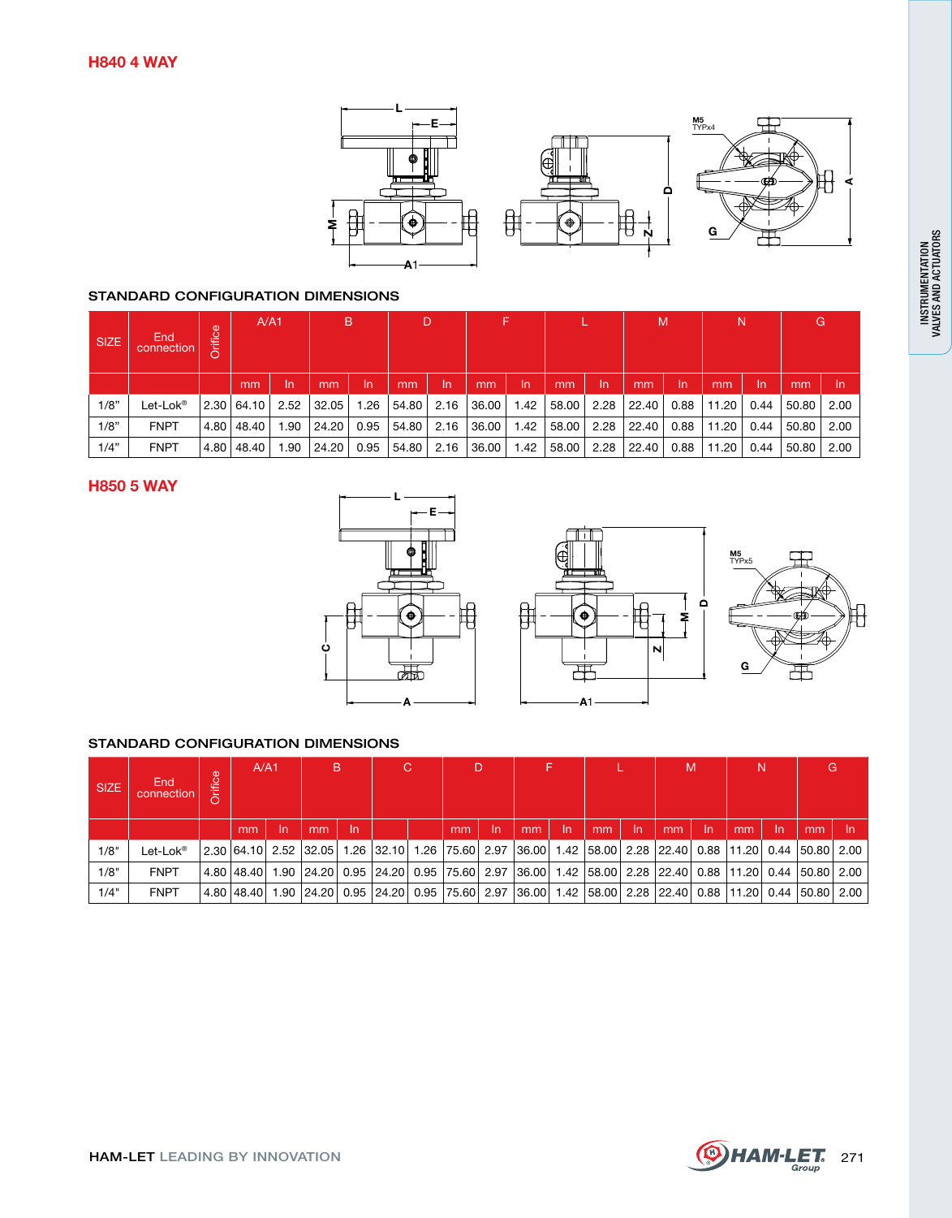## H840 4 WAY

### STANDARD CONFIGURATION DIMENSIONS

| SIZE | End connection | Orifice | A/A1 | | B | | D | | F | | L | | M | | N | | G | |
|---|---|---|---|---|---|---|---|---|---|---|---|---|---|---|---|---|---|---|
| | | | mm | In | mm | In | mm | In | mm | In | mm | In | mm | In | mm | In | mm | In |
| 1/8" | Let-Lok® | 2.30 | 64.10 | 2.52 | 32.05 | 1.26 | 54.80 | 2.16 | 36.00 | 1.42 | 58.00 | 2.28 | 22.40 | 0.88 | 11.20 | 0.44 | 50.80 | 2.00 |
| 1/8" | FNPT | 4.80 | 48.40 | 1.90 | 24.20 | 0.95 | 54.80 | 2.16 | 36.00 | 1.42 | 58.00 | 2.28 | 22.40 | 0.88 | 11.20 | 0.44 | 50.80 | 2.00 |
| 1/4" | FNPT | 4.80 | 48.40 | 1.90 | 24.20 | 0.95 | 54.80 | 2.16 | 36.00 | 1.42 | 58.00 | 2.28 | 22.40 | 0.88 | 11.20 | 0.44 | 50.80 | 2.00 |

## H850 5 WAY

### STANDARD CONFIGURATION DIMENSIONS

| SIZE | End connection | Orifice | A/A1 | | B | | C | | D | | F | | L | | M | | N | | G | |
|---|---|---|---|---|---|---|---|---|---|---|---|---|---|---|---|---|---|---|---|---|
| | | | mm | In | mm | In | | | mm | In | mm | In | mm | In | mm | In | mm | In | mm | In |
| 1/8" | Let-Lok® | 2.30 | 64.10 | 2.52 | 32.05 | 1.26 | 32.10 | 1.26 | 75.60 | 2.97 | 36.00 | 1.42 | 58.00 | 2.28 | 22.40 | 0.88 | 11.20 | 0.44 | 50.80 | 2.00 |
| 1/8" | FNPT | 4.80 | 48.40 | 1.90 | 24.20 | 0.95 | 24.20 | 0.95 | 75.60 | 2.97 | 36.00 | 1.42 | 58.00 | 2.28 | 22.40 | 0.88 | 11.20 | 0.44 | 50.80 | 2.00 |
| 1/4" | FNPT | 4.80 | 48.40 | 1.90 | 24.20 | 0.95 | 24.20 | 0.95 | 75.60 | 2.97 | 36.00 | 1.42 | 58.00 | 2.28 | 22.40 | 0.88 | 11.20 | 0.44 | 50.80 | 2.00 |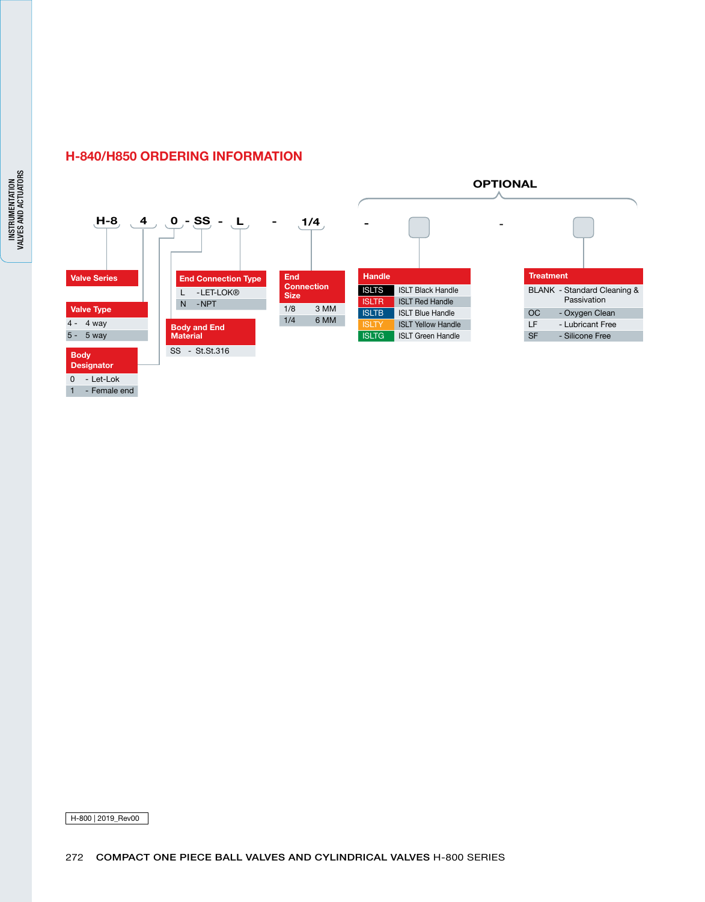## H-840/H850 ORDERING INFORMATION

**OPTIONAL**

H-8 4 0 - SS - L - 1/4 - [ ] - [ ]

**Valve Series**

**Valve Type**

| | |
|---|---|
| 4 - | 4 way |
| 5 - | 5 way |

**Body Designator**

| | |
|---|---|
| 0 | - Let-Lok |
| 1 | - Female end |

**End Connection Type**

| | |
|---|---|
| L | - LET-LOK® |
| N | - NPT |

**Body and End Material**

| | |
|---|---|
| SS | - St.St.316 |

**End Connection Size**

| | |
|---|---|
| 1/8 | 3 MM |
| 1/4 | 6 MM |

**Handle**

| | |
|---|---|
| ISLTS | ISLT Black Handle |
| ISLTR | ISLT Red Handle |
| ISLTB | ISLT Blue Handle |
| ISLTY | ISLT Yellow Handle |
| ISLTG | ISLT Green Handle |

**Treatment**

| | |
|---|---|
| BLANK | - Standard Cleaning & Passivation |
| OC | - Oxygen Clean |
| LF | - Lubricant Free |
| SF | - Silicone Free |

H-800 | 2019_Rev00